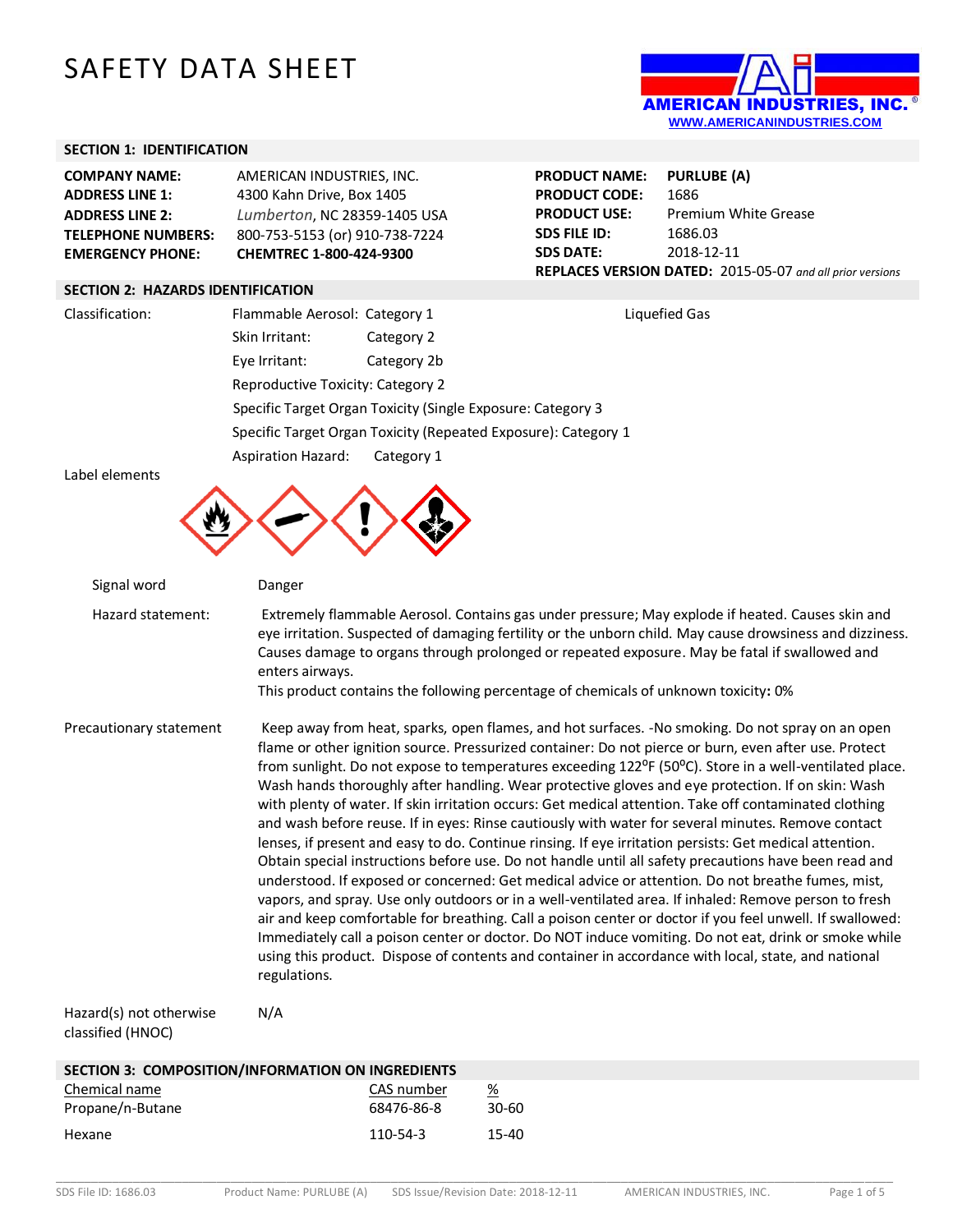# SAFETY DATA SHEET

AMERICAN INDUSTRIES, INC.®
WWW.AMERICANINDUSTRIES.COM

## SECTION 1: IDENTIFICATION

| | | | |
|---|---|---|---|
| **COMPANY NAME:** | AMERICAN INDUSTRIES, INC. | **PRODUCT NAME:** | **PURLUBE (A)** |
| **ADDRESS LINE 1:** | 4300 Kahn Drive, Box 1405 | **PRODUCT CODE:** | 1686 |
| **ADDRESS LINE 2:** | *Lumberton*, NC 28359-1405 USA | **PRODUCT USE:** | Premium White Grease |
| **TELEPHONE NUMBERS:** | 800-753-5153 (or) 910-738-7224 | **SDS FILE ID:** | 1686.03 |
| **EMERGENCY PHONE:** | **CHEMTREC 1-800-424-9300** | **SDS DATE:** | 2018-12-11 |

**REPLACES VERSION DATED:** 2015-05-07 *and all prior versions*

## SECTION 2: HAZARDS IDENTIFICATION

Classification:
- Flammable Aerosol: Category 1 — Liquefied Gas
- Skin Irritant: Category 2
- Eye Irritant: Category 2b
- Reproductive Toxicity: Category 2
- Specific Target Organ Toxicity (Single Exposure: Category 3
- Specific Target Organ Toxicity (Repeated Exposure): Category 1
- Aspiration Hazard: Category 1

Label elements

Signal word: Danger

Hazard statement: Extremely flammable Aerosol. Contains gas under pressure; May explode if heated. Causes skin and eye irritation. Suspected of damaging fertility or the unborn child. May cause drowsiness and dizziness. Causes damage to organs through prolonged or repeated exposure. May be fatal if swallowed and enters airways.
This product contains the following percentage of chemicals of unknown toxicity**:** 0%

Precautionary statement: Keep away from heat, sparks, open flames, and hot surfaces. -No smoking. Do not spray on an open flame or other ignition source. Pressurized container: Do not pierce or burn, even after use. Protect from sunlight. Do not expose to temperatures exceeding 122ºF (50ºC). Store in a well-ventilated place. Wash hands thoroughly after handling. Wear protective gloves and eye protection. If on skin: Wash with plenty of water. If skin irritation occurs: Get medical attention. Take off contaminated clothing and wash before reuse. If in eyes: Rinse cautiously with water for several minutes. Remove contact lenses, if present and easy to do. Continue rinsing. If eye irritation persists: Get medical attention. Obtain special instructions before use. Do not handle until all safety precautions have been read and understood. If exposed or concerned: Get medical advice or attention. Do not breathe fumes, mist, vapors, and spray. Use only outdoors or in a well-ventilated area. If inhaled: Remove person to fresh air and keep comfortable for breathing. Call a poison center or doctor if you feel unwell. If swallowed: Immediately call a poison center or doctor. Do NOT induce vomiting. Do not eat, drink or smoke while using this product. Dispose of contents and container in accordance with local, state, and national regulations.

Hazard(s) not otherwise classified (HNOC): N/A

## SECTION 3: COMPOSITION/INFORMATION ON INGREDIENTS

| Chemical name | CAS number | % |
|---|---|---|
| Propane/n-Butane | 68476-86-8 | 30-60 |
| Hexane | 110-54-3 | 15-40 |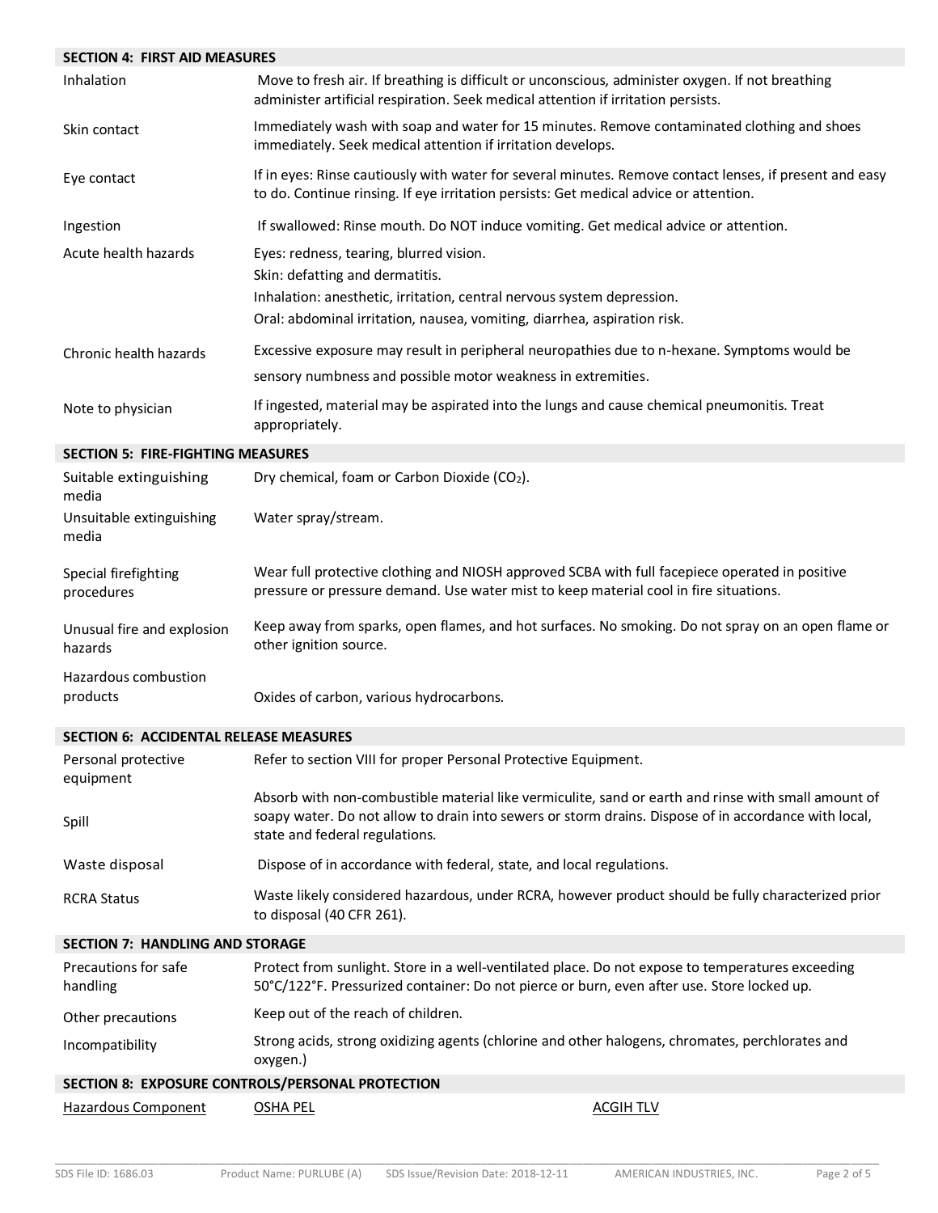## SECTION 4: FIRST AID MEASURES

| | |
|---|---|
| Inhalation | Move to fresh air. If breathing is difficult or unconscious, administer oxygen. If not breathing administer artificial respiration. Seek medical attention if irritation persists. |
| Skin contact | Immediately wash with soap and water for 15 minutes. Remove contaminated clothing and shoes immediately. Seek medical attention if irritation develops. |
| Eye contact | If in eyes: Rinse cautiously with water for several minutes. Remove contact lenses, if present and easy to do. Continue rinsing. If eye irritation persists: Get medical advice or attention. |
| Ingestion | If swallowed: Rinse mouth. Do NOT induce vomiting. Get medical advice or attention. |
| Acute health hazards | Eyes: redness, tearing, blurred vision.<br>Skin: defatting and dermatitis.<br>Inhalation: anesthetic, irritation, central nervous system depression.<br>Oral: abdominal irritation, nausea, vomiting, diarrhea, aspiration risk. |
| Chronic health hazards | Excessive exposure may result in peripheral neuropathies due to n-hexane. Symptoms would be sensory numbness and possible motor weakness in extremities. |
| Note to physician | If ingested, material may be aspirated into the lungs and cause chemical pneumonitis. Treat appropriately. |

## SECTION 5: FIRE-FIGHTING MEASURES

| | |
|---|---|
| Suitable extinguishing media | Dry chemical, foam or Carbon Dioxide ($CO_2$). |
| Unsuitable extinguishing media | Water spray/stream. |
| Special firefighting procedures | Wear full protective clothing and NIOSH approved SCBA with full facepiece operated in positive pressure or pressure demand. Use water mist to keep material cool in fire situations. |
| Unusual fire and explosion hazards | Keep away from sparks, open flames, and hot surfaces. No smoking. Do not spray on an open flame or other ignition source. |
| Hazardous combustion products | Oxides of carbon, various hydrocarbons. |

## SECTION 6: ACCIDENTAL RELEASE MEASURES

| | |
|---|---|
| Personal protective equipment | Refer to section VIII for proper Personal Protective Equipment. |
| Spill | Absorb with non-combustible material like vermiculite, sand or earth and rinse with small amount of soapy water. Do not allow to drain into sewers or storm drains. Dispose of in accordance with local, state and federal regulations. |
| Waste disposal | Dispose of in accordance with federal, state, and local regulations. |
| RCRA Status | Waste likely considered hazardous, under RCRA, however product should be fully characterized prior to disposal (40 CFR 261). |

## SECTION 7: HANDLING AND STORAGE

| | |
|---|---|
| Precautions for safe handling | Protect from sunlight. Store in a well-ventilated place. Do not expose to temperatures exceeding 50°C/122°F. Pressurized container: Do not pierce or burn, even after use. Store locked up. |
| Other precautions | Keep out of the reach of children. |
| Incompatibility | Strong acids, strong oxidizing agents (chlorine and other halogens, chromates, perchlorates and oxygen.) |

## SECTION 8: EXPOSURE CONTROLS/PERSONAL PROTECTION

| Hazardous Component | OSHA PEL | ACGIH TLV |
|---|---|---|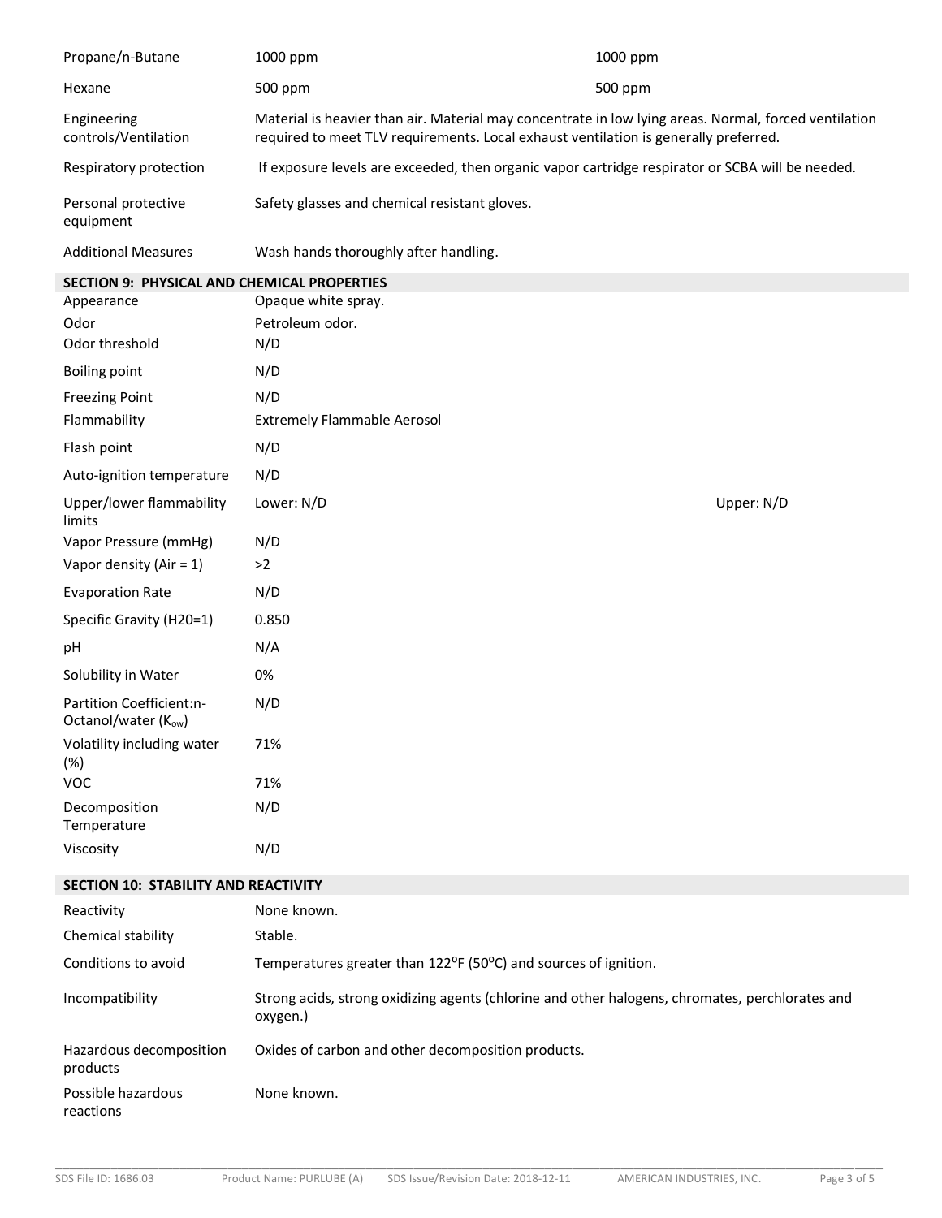| | | |
|---|---|---|
| Propane/n-Butane | 1000 ppm | 1000 ppm |
| Hexane | 500 ppm | 500 ppm |

| | |
|---|---|
| Engineering controls/Ventilation | Material is heavier than air. Material may concentrate in low lying areas. Normal, forced ventilation required to meet TLV requirements. Local exhaust ventilation is generally preferred. |
| Respiratory protection | If exposure levels are exceeded, then organic vapor cartridge respirator or SCBA will be needed. |
| Personal protective equipment | Safety glasses and chemical resistant gloves. |
| Additional Measures | Wash hands thoroughly after handling. |

## SECTION 9: PHYSICAL AND CHEMICAL PROPERTIES

| | | |
|---|---|---|
| Appearance | Opaque white spray. | |
| Odor | Petroleum odor. | |
| Odor threshold | N/D | |
| Boiling point | N/D | |
| Freezing Point | N/D | |
| Flammability | Extremely Flammable Aerosol | |
| Flash point | N/D | |
| Auto-ignition temperature | N/D | |
| Upper/lower flammability limits | Lower: N/D | Upper: N/D |
| Vapor Pressure (mmHg) | N/D | |
| Vapor density (Air = 1) | >2 | |
| Evaporation Rate | N/D | |
| Specific Gravity (H20=1) | 0.850 | |
| pH | N/A | |
| Solubility in Water | 0% | |
| Partition Coefficient:n-Octanol/water ($K_{ow}$) | N/D | |
| Volatility including water (%) | 71% | |
| VOC | 71% | |
| Decomposition Temperature | N/D | |
| Viscosity | N/D | |

## SECTION 10: STABILITY AND REACTIVITY

| | |
|---|---|
| Reactivity | None known. |
| Chemical stability | Stable. |
| Conditions to avoid | Temperatures greater than 122ºF (50ºC) and sources of ignition. |
| Incompatibility | Strong acids, strong oxidizing agents (chlorine and other halogens, chromates, perchlorates and oxygen.) |
| Hazardous decomposition products | Oxides of carbon and other decomposition products. |
| Possible hazardous reactions | None known. |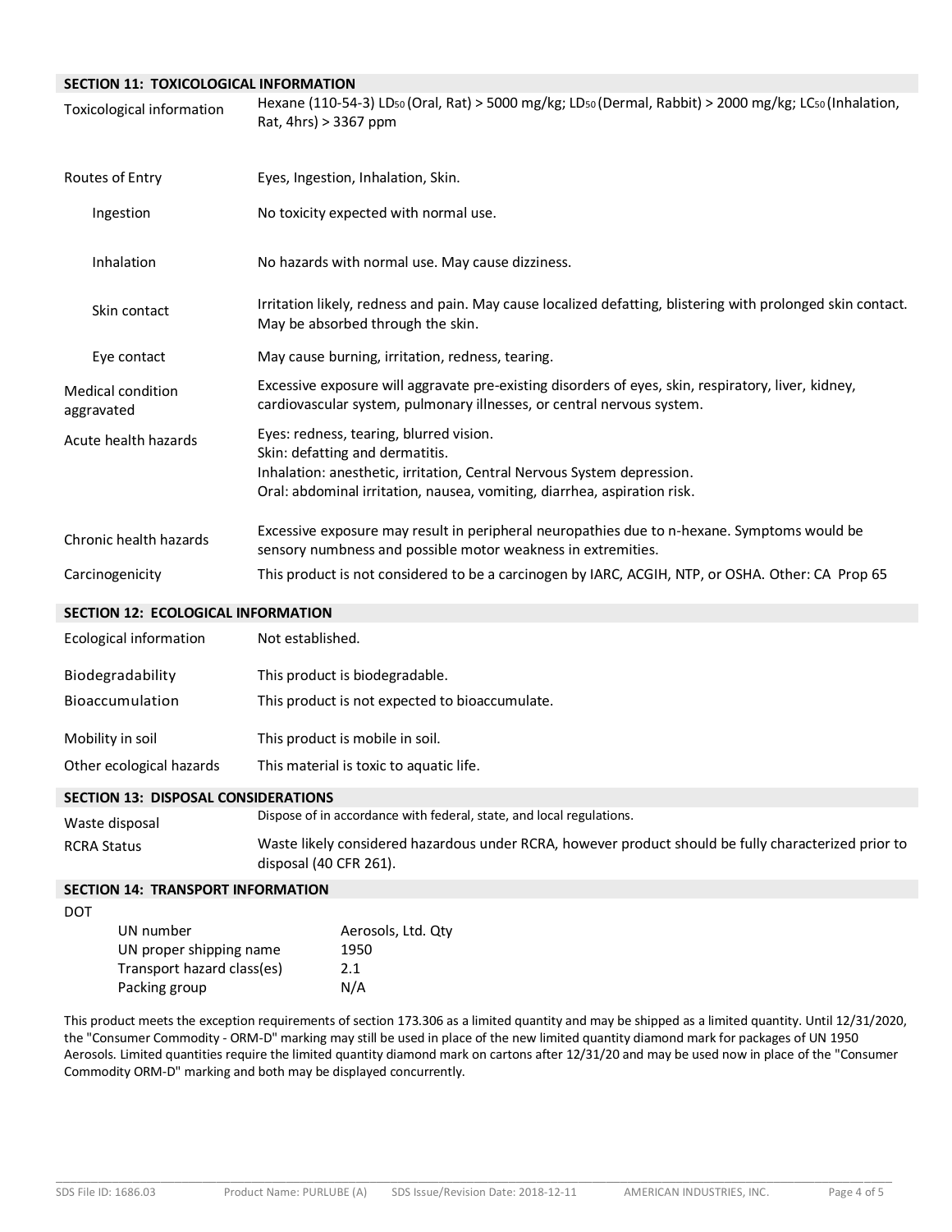## SECTION 11: TOXICOLOGICAL INFORMATION

| | |
|---|---|
| Toxicological information | Hexane (110-54-3) $LD_{50}$ (Oral, Rat) > 5000 mg/kg; $LD_{50}$ (Dermal, Rabbit) > 2000 mg/kg; $LC_{50}$ (Inhalation, Rat, 4hrs) > 3367 ppm |
| Routes of Entry | Eyes, Ingestion, Inhalation, Skin. |
| Ingestion | No toxicity expected with normal use. |
| Inhalation | No hazards with normal use. May cause dizziness. |
| Skin contact | Irritation likely, redness and pain. May cause localized defatting, blistering with prolonged skin contact. May be absorbed through the skin. |
| Eye contact | May cause burning, irritation, redness, tearing. |
| Medical condition aggravated | Excessive exposure will aggravate pre-existing disorders of eyes, skin, respiratory, liver, kidney, cardiovascular system, pulmonary illnesses, or central nervous system. |
| Acute health hazards | Eyes: redness, tearing, blurred vision.<br>Skin: defatting and dermatitis.<br>Inhalation: anesthetic, irritation, Central Nervous System depression.<br>Oral: abdominal irritation, nausea, vomiting, diarrhea, aspiration risk. |
| Chronic health hazards | Excessive exposure may result in peripheral neuropathies due to n-hexane. Symptoms would be sensory numbness and possible motor weakness in extremities. |
| Carcinogenicity | This product is not considered to be a carcinogen by IARC, ACGIH, NTP, or OSHA. Other: CA Prop 65 |

## SECTION 12: ECOLOGICAL INFORMATION

| | |
|---|---|
| Ecological information | Not established. |
| Biodegradability | This product is biodegradable. |
| Bioaccumulation | This product is not expected to bioaccumulate. |
| Mobility in soil | This product is mobile in soil. |
| Other ecological hazards | This material is toxic to aquatic life. |

## SECTION 13: DISPOSAL CONSIDERATIONS

| | |
|---|---|
| Waste disposal | Dispose of in accordance with federal, state, and local regulations. |
| RCRA Status | Waste likely considered hazardous under RCRA, however product should be fully characterized prior to disposal (40 CFR 261). |

## SECTION 14: TRANSPORT INFORMATION

DOT

| | |
|---|---|
| UN number | Aerosols, Ltd. Qty |
| UN proper shipping name | 1950 |
| Transport hazard class(es) | 2.1 |
| Packing group | N/A |

This product meets the exception requirements of section 173.306 as a limited quantity and may be shipped as a limited quantity. Until 12/31/2020, the "Consumer Commodity - ORM-D" marking may still be used in place of the new limited quantity diamond mark for packages of UN 1950 Aerosols. Limited quantities require the limited quantity diamond mark on cartons after 12/31/20 and may be used now in place of the "Consumer Commodity ORM-D" marking and both may be displayed concurrently.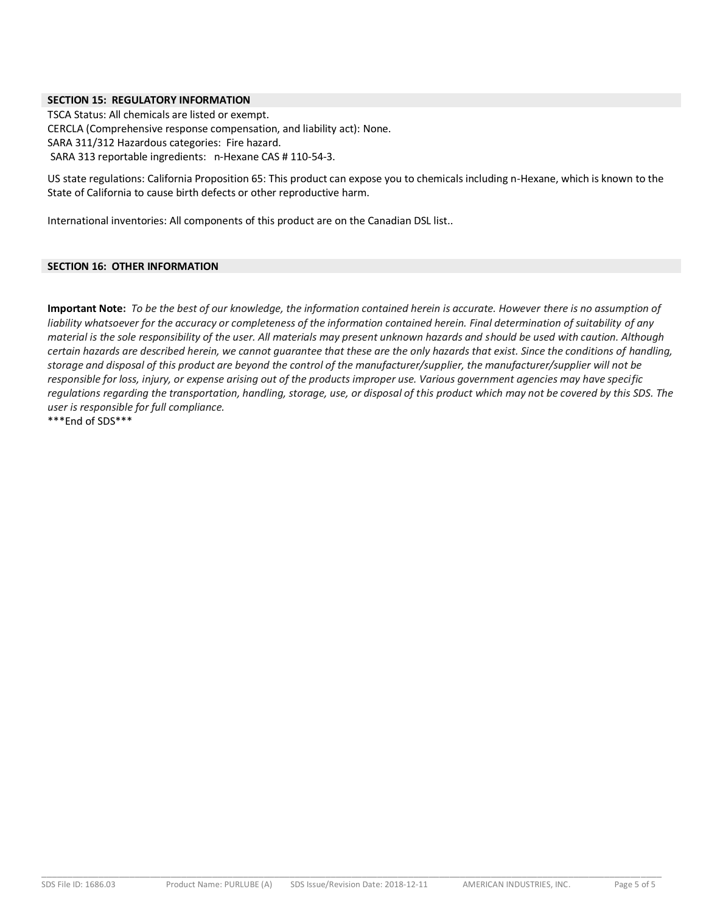## SECTION 15: REGULATORY INFORMATION

TSCA Status: All chemicals are listed or exempt.
CERCLA (Comprehensive response compensation, and liability act): None.
SARA 311/312 Hazardous categories: Fire hazard.
SARA 313 reportable ingredients: n-Hexane CAS # 110-54-3.

US state regulations: California Proposition 65: This product can expose you to chemicals including n-Hexane, which is known to the State of California to cause birth defects or other reproductive harm.

International inventories: All components of this product are on the Canadian DSL list..

## SECTION 16: OTHER INFORMATION

**Important Note:** *To be the best of our knowledge, the information contained herein is accurate. However there is no assumption of liability whatsoever for the accuracy or completeness of the information contained herein. Final determination of suitability of any material is the sole responsibility of the user. All materials may present unknown hazards and should be used with caution. Although certain hazards are described herein, we cannot guarantee that these are the only hazards that exist. Since the conditions of handling, storage and disposal of this product are beyond the control of the manufacturer/supplier, the manufacturer/supplier will not be responsible for loss, injury, or expense arising out of the products improper use. Various government agencies may have specific regulations regarding the transportation, handling, storage, use, or disposal of this product which may not be covered by this SDS. The user is responsible for full compliance.*

***End of SDS***